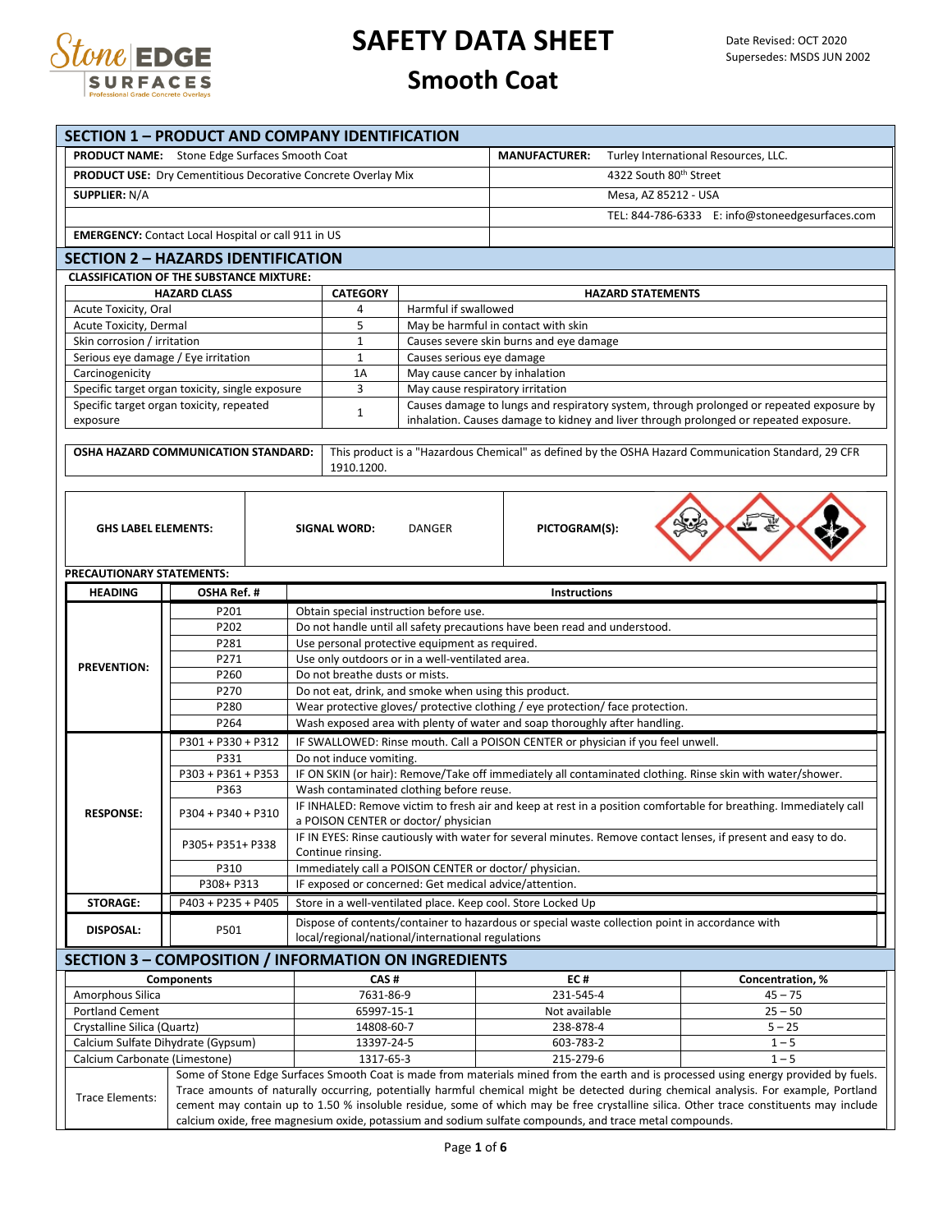# SAFETY DATA SHEET

## Smooth Coat

Date Revised: OCT 2020
Supersedes: MSDS JUN 2002

## SECTION 1 – PRODUCT AND COMPANY IDENTIFICATION

| | |
|---|---|
| **PRODUCT NAME:** Stone Edge Surfaces Smooth Coat | **MANUFACTURER:** Turley International Resources, LLC. |
| **PRODUCT USE:** Dry Cementitious Decorative Concrete Overlay Mix | 4322 South 80th Street |
| **SUPPLIER:** N/A | Mesa, AZ 85212 - USA |
| | TEL: 844-786-6333 E: info@stoneedgesurfaces.com |
| **EMERGENCY:** Contact Local Hospital or call 911 in US | |

## SECTION 2 – HAZARDS IDENTIFICATION

**CLASSIFICATION OF THE SUBSTANCE MIXTURE:**

| HAZARD CLASS | CATEGORY | HAZARD STATEMENTS |
|---|---|---|
| Acute Toxicity, Oral | 4 | Harmful if swallowed |
| Acute Toxicity, Dermal | 5 | May be harmful in contact with skin |
| Skin corrosion / irritation | 1 | Causes severe skin burns and eye damage |
| Serious eye damage / Eye irritation | 1 | Causes serious eye damage |
| Carcinogenicity | 1A | May cause cancer by inhalation |
| Specific target organ toxicity, single exposure | 3 | May cause respiratory irritation |
| Specific target organ toxicity, repeated exposure | 1 | Causes damage to lungs and respiratory system, through prolonged or repeated exposure by inhalation. Causes damage to kidney and liver through prolonged or repeated exposure. |

| | |
|---|---|
| **OSHA HAZARD COMMUNICATION STANDARD:** | This product is a "Hazardous Chemical" as defined by the OSHA Hazard Communication Standard, 29 CFR 1910.1200. |

| | | |
|---|---|---|
| **GHS LABEL ELEMENTS:** | **SIGNAL WORD:** DANGER | **PICTOGRAM(S):** |

**PRECAUTIONARY STATEMENTS:**

| HEADING | OSHA Ref. # | Instructions |
|---|---|---|
| **PREVENTION:** | P201 | Obtain special instruction before use. |
| | P202 | Do not handle until all safety precautions have been read and understood. |
| | P281 | Use personal protective equipment as required. |
| | P271 | Use only outdoors or in a well-ventilated area. |
| | P260 | Do not breathe dusts or mists. |
| | P270 | Do not eat, drink, and smoke when using this product. |
| | P280 | Wear protective gloves/ protective clothing / eye protection/ face protection. |
| | P264 | Wash exposed area with plenty of water and soap thoroughly after handling. |
| **RESPONSE:** | P301 + P330 + P312 | IF SWALLOWED: Rinse mouth. Call a POISON CENTER or physician if you feel unwell. |
| | P331 | Do not induce vomiting. |
| | P303 + P361 + P353 | IF ON SKIN (or hair): Remove/Take off immediately all contaminated clothing. Rinse skin with water/shower. |
| | P363 | Wash contaminated clothing before reuse. |
| | P304 + P340 + P310 | IF INHALED: Remove victim to fresh air and keep at rest in a position comfortable for breathing. Immediately call a POISON CENTER or doctor/ physician |
| | P305+ P351+ P338 | IF IN EYES: Rinse cautiously with water for several minutes. Remove contact lenses, if present and easy to do. Continue rinsing. |
| | P310 | Immediately call a POISON CENTER or doctor/ physician. |
| | P308+ P313 | IF exposed or concerned: Get medical advice/attention. |
| **STORAGE:** | P403 + P235 + P405 | Store in a well-ventilated place. Keep cool. Store Locked Up |
| **DISPOSAL:** | P501 | Dispose of contents/container to hazardous or special waste collection point in accordance with local/regional/national/international regulations |

## SECTION 3 – COMPOSITION / INFORMATION ON INGREDIENTS

| Components | CAS # | EC # | Concentration, % |
|---|---|---|---|
| Amorphous Silica | 7631-86-9 | 231-545-4 | 45 – 75 |
| Portland Cement | 65997-15-1 | Not available | 25 – 50 |
| Crystalline Silica (Quartz) | 14808-60-7 | 238-878-4 | 5 – 25 |
| Calcium Sulfate Dihydrate (Gypsum) | 13397-24-5 | 603-783-2 | 1 – 5 |
| Calcium Carbonate (Limestone) | 1317-65-3 | 215-279-6 | 1 – 5 |

**Trace Elements:** Some of Stone Edge Surfaces Smooth Coat is made from materials mined from the earth and is processed using energy provided by fuels. Trace amounts of naturally occurring, potentially harmful chemical might be detected during chemical analysis. For example, Portland cement may contain up to 1.50 % insoluble residue, some of which may be free crystalline silica. Other trace constituents may include calcium oxide, free magnesium oxide, potassium and sodium sulfate compounds, and trace metal compounds.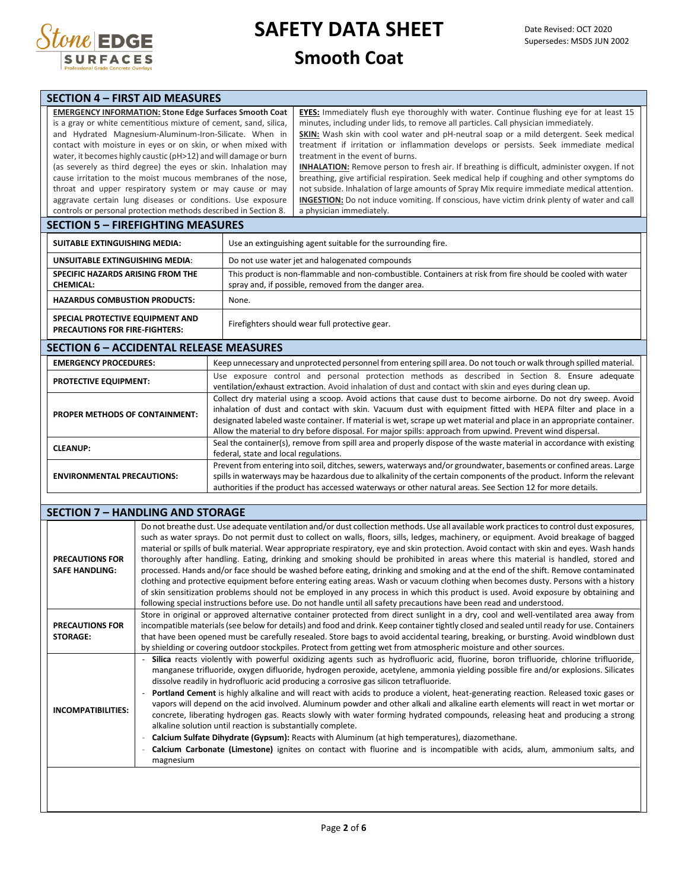## SECTION 4 – FIRST AID MEASURES

**EMERGENCY INFORMATION: Stone Edge Surfaces Smooth Coat** is a gray or white cementitious mixture of cement, sand, silica, and Hydrated Magnesium-Aluminum-Iron-Silicate. When in contact with moisture in eyes or on skin, or when mixed with water, it becomes highly caustic (pH>12) and will damage or burn (as severely as third degree) the eyes or skin. Inhalation may cause irritation to the moist mucous membranes of the nose, throat and upper respiratory system or may cause or may aggravate certain lung diseases or conditions. Use exposure controls or personal protection methods described in Section 8.

**EYES:** Immediately flush eye thoroughly with water. Continue flushing eye for at least 15 minutes, including under lids, to remove all particles. Call physician immediately.

**SKIN:** Wash skin with cool water and pH-neutral soap or a mild detergent. Seek medical treatment if irritation or inflammation develops or persists. Seek immediate medical treatment in the event of burns.

**INHALATION:** Remove person to fresh air. If breathing is difficult, administer oxygen. If not breathing, give artificial respiration. Seek medical help if coughing and other symptoms do not subside. Inhalation of large amounts of Spray Mix require immediate medical attention.

**INGESTION:** Do not induce vomiting. If conscious, have victim drink plenty of water and call a physician immediately.

## SECTION 5 – FIREFIGHTING MEASURES

| | |
|---|---|
| **SUITABLE EXTINGUISHING MEDIA:** | Use an extinguishing agent suitable for the surrounding fire. |
| **UNSUITABLE EXTINGUISHING MEDIA**: | Do not use water jet and halogenated compounds |
| **SPECIFIC HAZARDS ARISING FROM THE CHEMICAL:** | This product is non-flammable and non-combustible. Containers at risk from fire should be cooled with water spray and, if possible, removed from the danger area. |
| **HAZARDUS COMBUSTION PRODUCTS:** | None. |
| **SPECIAL PROTECTIVE EQUIPMENT AND PRECAUTIONS FOR FIRE-FIGHTERS:** | Firefighters should wear full protective gear. |

## SECTION 6 – ACCIDENTAL RELEASE MEASURES

| | |
|---|---|
| **EMERGENCY PROCEDURES:** | Keep unnecessary and unprotected personnel from entering spill area. Do not touch or walk through spilled material. |
| **PROTECTIVE EQUIPMENT:** | Use exposure control and personal protection methods as described in Section 8. Ensure adequate ventilation/exhaust extraction. Avoid inhalation of dust and contact with skin and eyes during clean up. |
| **PROPER METHODS OF CONTAINMENT:** | Collect dry material using a scoop. Avoid actions that cause dust to become airborne. Do not dry sweep. Avoid inhalation of dust and contact with skin. Vacuum dust with equipment fitted with HEPA filter and place in a designated labeled waste container. If material is wet, scrape up wet material and place in an appropriate container. Allow the material to dry before disposal. For major spills: approach from upwind. Prevent wind dispersal. |
| **CLEANUP:** | Seal the container(s), remove from spill area and properly dispose of the waste material in accordance with existing federal, state and local regulations. |
| **ENVIRONMENTAL PRECAUTIONS:** | Prevent from entering into soil, ditches, sewers, waterways and/or groundwater, basements or confined areas. Large spills in waterways may be hazardous due to alkalinity of the certain components of the product. Inform the relevant authorities if the product has accessed waterways or other natural areas. See Section 12 for more details. |

## SECTION 7 – HANDLING AND STORAGE

| | |
|---|---|
| **PRECAUTIONS FOR SAFE HANDLING:** | Do not breathe dust. Use adequate ventilation and/or dust collection methods. Use all available work practices to control dust exposures, such as water sprays. Do not permit dust to collect on walls, floors, sills, ledges, machinery, or equipment. Avoid breakage of bagged material or spills of bulk material. Wear appropriate respiratory, eye and skin protection. Avoid contact with skin and eyes. Wash hands thoroughly after handling. Eating, drinking and smoking should be prohibited in areas where this material is handled, stored and processed. Hands and/or face should be washed before eating, drinking and smoking and at the end of the shift. Remove contaminated clothing and protective equipment before entering eating areas. Wash or vacuum clothing when becomes dusty. Persons with a history of skin sensitization problems should not be employed in any process in which this product is used. Avoid exposure by obtaining and following special instructions before use. Do not handle until all safety precautions have been read and understood. |
| **PRECAUTIONS FOR STORAGE:** | Store in original or approved alternative container protected from direct sunlight in a dry, cool and well-ventilated area away from incompatible materials (see below for details) and food and drink. Keep container tightly closed and sealed until ready for use. Containers that have been opened must be carefully resealed. Store bags to avoid accidental tearing, breaking, or bursting. Avoid windblown dust by shielding or covering outdoor stockpiles. Protect from getting wet from atmospheric moisture and other sources. |
| **INCOMPATIBILITIES:** | - **Silica** reacts violently with powerful oxidizing agents such as hydrofluoric acid, fluorine, boron trifluoride, chlorine trifluoride, manganese trifluoride, oxygen difluoride, hydrogen peroxide, acetylene, ammonia yielding possible fire and/or explosions. Silicates dissolve readily in hydrofluoric acid producing a corrosive gas silicon tetrafluoride.<br>- **Portland Cement** is highly alkaline and will react with acids to produce a violent, heat-generating reaction. Released toxic gases or vapors will depend on the acid involved. Aluminum powder and other alkali and alkaline earth elements will react in wet mortar or concrete, liberating hydrogen gas. Reacts slowly with water forming hydrated compounds, releasing heat and producing a strong alkaline solution until reaction is substantially complete.<br>- **Calcium Sulfate Dihydrate (Gypsum):** Reacts with Aluminum (at high temperatures), diazomethane.<br>- **Calcium Carbonate (Limestone)** ignites on contact with fluorine and is incompatible with acids, alum, ammonium salts, and magnesium |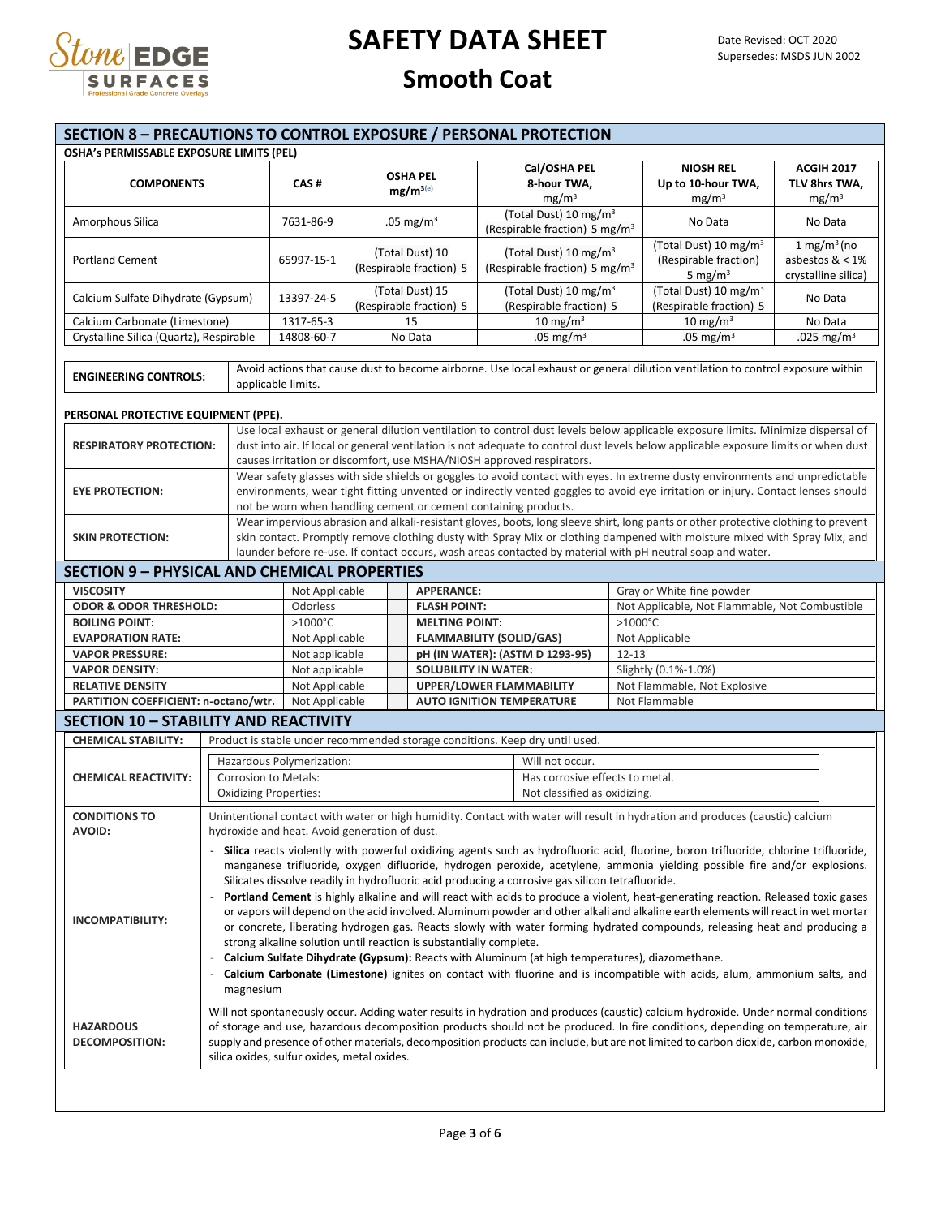# SAFETY DATA SHEET

## Smooth Coat

Date Revised: OCT 2020
Supersedes: MSDS JUN 2002

## SECTION 8 – PRECAUTIONS TO CONTROL EXPOSURE / PERSONAL PROTECTION

**OSHA's PERMISSABLE EXPOSURE LIMITS (PEL)**

| COMPONENTS | CAS # | OSHA PEL $mg/m^3$ (e) | Cal/OSHA PEL 8-hour TWA, $mg/m^3$ | NIOSH REL Up to 10-hour TWA, $mg/m^3$ | ACGIH 2017 TLV 8hrs TWA, $mg/m^3$ |
|---|---|---|---|---|---|
| Amorphous Silica | 7631-86-9 | .05 $mg/m^3$ | (Total Dust) 10 $mg/m^3$ (Respirable fraction) 5 $mg/m^3$ | No Data | No Data |
| Portland Cement | 65997-15-1 | (Total Dust) 10 (Respirable fraction) 5 | (Total Dust) 10 $mg/m^3$ (Respirable fraction) 5 $mg/m^3$ | (Total Dust) 10 $mg/m^3$ (Respirable fraction) 5 $mg/m^3$ | 1 $mg/m^3$ (no asbestos & < 1% crystalline silica) |
| Calcium Sulfate Dihydrate (Gypsum) | 13397-24-5 | (Total Dust) 15 (Respirable fraction) 5 | (Total Dust) 10 $mg/m^3$ (Respirable fraction) 5 | (Total Dust) 10 $mg/m^3$ (Respirable fraction) 5 | No Data |
| Calcium Carbonate (Limestone) | 1317-65-3 | 15 | 10 $mg/m^3$ | 10 $mg/m^3$ | No Data |
| Crystalline Silica (Quartz), Respirable | 14808-60-7 | No Data | .05 $mg/m^3$ | .05 $mg/m^3$ | .025 $mg/m^3$ |

| | |
|---|---|
| **ENGINEERING CONTROLS:** | Avoid actions that cause dust to become airborne. Use local exhaust or general dilution ventilation to control exposure within applicable limits. |

**PERSONAL PROTECTIVE EQUIPMENT (PPE).**

| | |
|---|---|
| **RESPIRATORY PROTECTION:** | Use local exhaust or general dilution ventilation to control dust levels below applicable exposure limits. Minimize dispersal of dust into air. If local or general ventilation is not adequate to control dust levels below applicable exposure limits or when dust causes irritation or discomfort, use MSHA/NIOSH approved respirators. |
| **EYE PROTECTION:** | Wear safety glasses with side shields or goggles to avoid contact with eyes. In extreme dusty environments and unpredictable environments, wear tight fitting unvented or indirectly vented goggles to avoid eye irritation or injury. Contact lenses should not be worn when handling cement or cement containing products. |
| **SKIN PROTECTION:** | Wear impervious abrasion and alkali-resistant gloves, boots, long sleeve shirt, long pants or other protective clothing to prevent skin contact. Promptly remove clothing dusty with Spray Mix or clothing dampened with moisture mixed with Spray Mix, and launder before re-use. If contact occurs, wash areas contacted by material with pH neutral soap and water. |

## SECTION 9 – PHYSICAL AND CHEMICAL PROPERTIES

| | | | |
|---|---|---|---|
| **VISCOSITY** | Not Applicable | **APPERANCE:** | Gray or White fine powder |
| **ODOR & ODOR THRESHOLD:** | Odorless | **FLASH POINT:** | Not Applicable, Not Flammable, Not Combustible |
| **BOILING POINT:** | >1000°C | **MELTING POINT:** | >1000°C |
| **EVAPORATION RATE:** | Not Applicable | **FLAMMABILITY (SOLID/GAS)** | Not Applicable |
| **VAPOR PRESSURE:** | Not applicable | **pH (IN WATER): (ASTM D 1293-95)** | 12-13 |
| **VAPOR DENSITY:** | Not applicable | **SOLUBILITY IN WATER:** | Slightly (0.1%-1.0%) |
| **RELATIVE DENSITY** | Not Applicable | **UPPER/LOWER FLAMMABILITY** | Not Flammable, Not Explosive |
| **PARTITION COEFFICIENT: n-octano/wtr.** | Not Applicable | **AUTO IGNITION TEMPERATURE** | Not Flammable |

## SECTION 10 – STABILITY AND REACTIVITY

| | |
|---|---|
| **CHEMICAL STABILITY:** | Product is stable under recommended storage conditions. Keep dry until used. |
| **CHEMICAL REACTIVITY:** | Hazardous Polymerization: Will not occur.<br>Corrosion to Metals: Has corrosive effects to metal.<br>Oxidizing Properties: Not classified as oxidizing. |
| **CONDITIONS TO AVOID:** | Unintentional contact with water or high humidity. Contact with water will result in hydration and produces (caustic) calcium hydroxide and heat. Avoid generation of dust. |
| **INCOMPATIBILITY:** | - **Silica** reacts violently with powerful oxidizing agents such as hydrofluoric acid, fluorine, boron trifluoride, chlorine trifluoride, manganese trifluoride, oxygen difluoride, hydrogen peroxide, acetylene, ammonia yielding possible fire and/or explosions. Silicates dissolve readily in hydrofluoric acid producing a corrosive gas silicon tetrafluoride.<br>- **Portland Cement** is highly alkaline and will react with acids to produce a violent, heat-generating reaction. Released toxic gases or vapors will depend on the acid involved. Aluminum powder and other alkali and alkaline earth elements will react in wet mortar or concrete, liberating hydrogen gas. Reacts slowly with water forming hydrated compounds, releasing heat and producing a strong alkaline solution until reaction is substantially complete.<br>- **Calcium Sulfate Dihydrate (Gypsum):** Reacts with Aluminum (at high temperatures), diazomethane.<br>- **Calcium Carbonate (Limestone)** ignites on contact with fluorine and is incompatible with acids, alum, ammonium salts, and magnesium |
| **HAZARDOUS DECOMPOSITION:** | Will not spontaneously occur. Adding water results in hydration and produces (caustic) calcium hydroxide. Under normal conditions of storage and use, hazardous decomposition products should not be produced. In fire conditions, depending on temperature, air supply and presence of other materials, decomposition products can include, but are not limited to carbon dioxide, carbon monoxide, silica oxides, sulfur oxides, metal oxides. |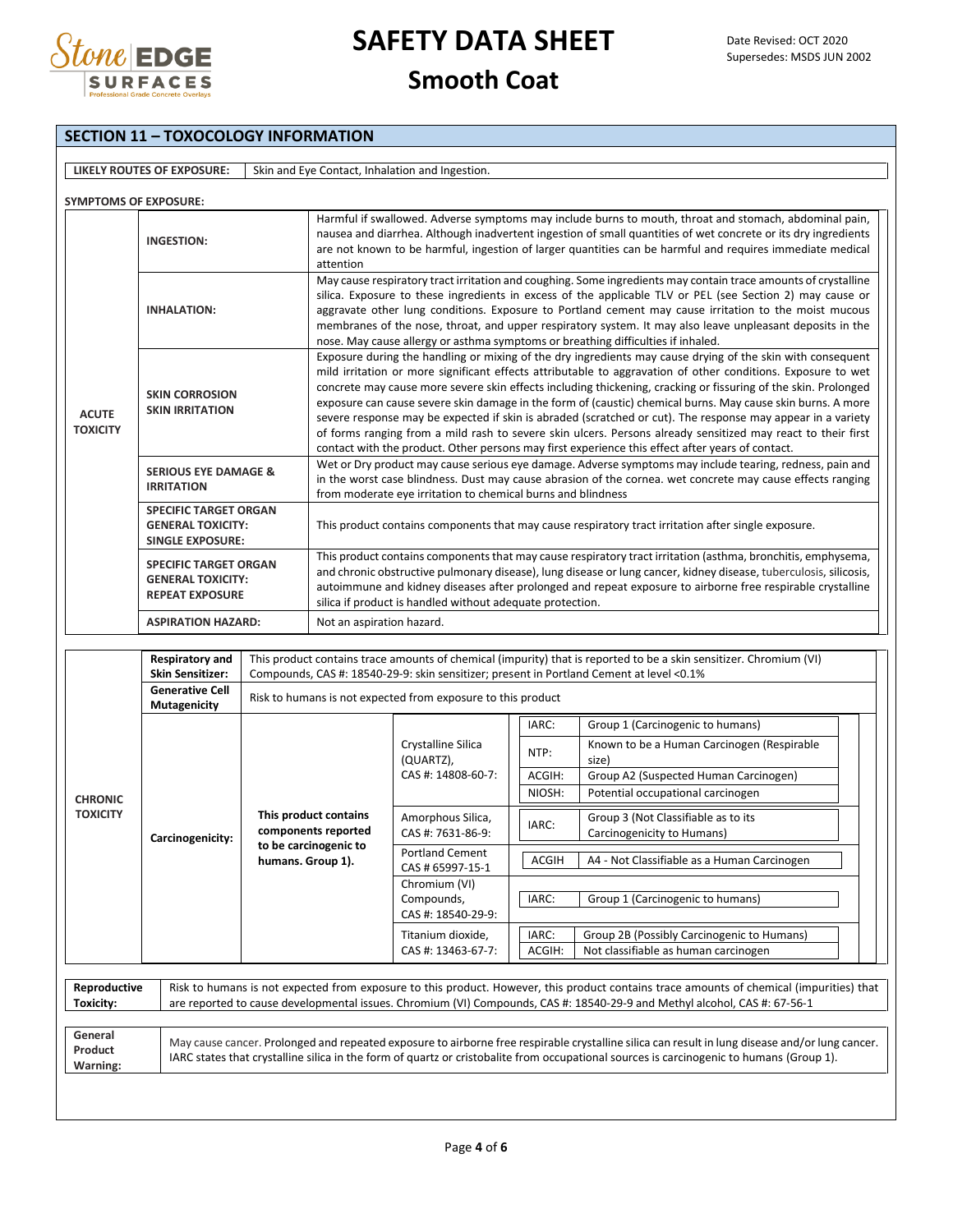# SAFETY DATA SHEET

## Smooth Coat

Date Revised: OCT 2020
Supersedes: MSDS JUN 2002

## SECTION 11 – TOXOCOLOGY INFORMATION

| LIKELY ROUTES OF EXPOSURE: | Skin and Eye Contact, Inhalation and Ingestion. |
|---|---|

**SYMPTOMS OF EXPOSURE:**

| | | |
|---|---|---|
| **ACUTE TOXICITY** | **INGESTION:** | Harmful if swallowed. Adverse symptoms may include burns to mouth, throat and stomach, abdominal pain, nausea and diarrhea. Although inadvertent ingestion of small quantities of wet concrete or its dry ingredients are not known to be harmful, ingestion of larger quantities can be harmful and requires immediate medical attention |
| | **INHALATION:** | May cause respiratory tract irritation and coughing. Some ingredients may contain trace amounts of crystalline silica. Exposure to these ingredients in excess of the applicable TLV or PEL (see Section 2) may cause or aggravate other lung conditions. Exposure to Portland cement may cause irritation to the moist mucous membranes of the nose, throat, and upper respiratory system. It may also leave unpleasant deposits in the nose. May cause allergy or asthma symptoms or breathing difficulties if inhaled. |
| | **SKIN CORROSION SKIN IRRITATION** | Exposure during the handling or mixing of the dry ingredients may cause drying of the skin with consequent mild irritation or more significant effects attributable to aggravation of other conditions. Exposure to wet concrete may cause more severe skin effects including thickening, cracking or fissuring of the skin. Prolonged exposure can cause severe skin damage in the form of (caustic) chemical burns. May cause skin burns. A more severe response may be expected if skin is abraded (scratched or cut). The response may appear in a variety of forms ranging from a mild rash to severe skin ulcers. Persons already sensitized may react to their first contact with the product. Other persons may first experience this effect after years of contact. |
| | **SERIOUS EYE DAMAGE & IRRITATION** | Wet or Dry product may cause serious eye damage. Adverse symptoms may include tearing, redness, pain and in the worst case blindness. Dust may cause abrasion of the cornea. wet concrete may cause effects ranging from moderate eye irritation to chemical burns and blindness |
| | **SPECIFIC TARGET ORGAN GENERAL TOXICITY: SINGLE EXPOSURE:** | This product contains components that may cause respiratory tract irritation after single exposure. |
| | **SPECIFIC TARGET ORGAN GENERAL TOXICITY: REPEAT EXPOSURE** | This product contains components that may cause respiratory tract irritation (asthma, bronchitis, emphysema, and chronic obstructive pulmonary disease), lung disease or lung cancer, kidney disease, tuberculosis, silicosis, autoimmune and kidney diseases after prolonged and repeat exposure to airborne free respirable crystalline silica if product is handled without adequate protection. |
| | **ASPIRATION HAZARD:** | Not an aspiration hazard. |

| | | | | | |
|---|---|---|---|---|---|
| **CHRONIC TOXICITY** | **Respiratory and Skin Sensitizer:** | This product contains trace amounts of chemical (impurity) that is reported to be a skin sensitizer. Chromium (VI) Compounds, CAS #: 18540-29-9: skin sensitizer; present in Portland Cement at level <0.1% | | | |
| | **Generative Cell Mutagenicity** | Risk to humans is not expected from exposure to this product | | | |
| | **Carcinogenicity:** | **This product contains components reported to be carcinogenic to humans. Group 1).** | Crystalline Silica (QUARTZ), CAS #: 14808-60-7: | IARC: | Group 1 (Carcinogenic to humans) |
| | | | | NTP: | Known to be a Human Carcinogen (Respirable size) |
| | | | | ACGIH: | Group A2 (Suspected Human Carcinogen) |
| | | | | NIOSH: | Potential occupational carcinogen |
| | | | Amorphous Silica, CAS #: 7631-86-9: | IARC: | Group 3 (Not Classifiable as to its Carcinogenicity to Humans) |
| | | | Portland Cement CAS # 65997-15-1 | ACGIH | A4 - Not Classifiable as a Human Carcinogen |
| | | | Chromium (VI) Compounds, CAS #: 18540-29-9: | IARC: | Group 1 (Carcinogenic to humans) |
| | | | Titanium dioxide, CAS #: 13463-67-7: | IARC: | Group 2B (Possibly Carcinogenic to Humans) |
| | | | | ACGIH: | Not classifiable as human carcinogen |

| **Reproductive Toxicity:** | Risk to humans is not expected from exposure to this product. However, this product contains trace amounts of chemical (impurities) that are reported to cause developmental issues. Chromium (VI) Compounds, CAS #: 18540-29-9 and Methyl alcohol, CAS #: 67-56-1 |
|---|---|

| **General Product Warning:** | May cause cancer. Prolonged and repeated exposure to airborne free respirable crystalline silica can result in lung disease and/or lung cancer. IARC states that crystalline silica in the form of quartz or cristobalite from occupational sources is carcinogenic to humans (Group 1). |
|---|---|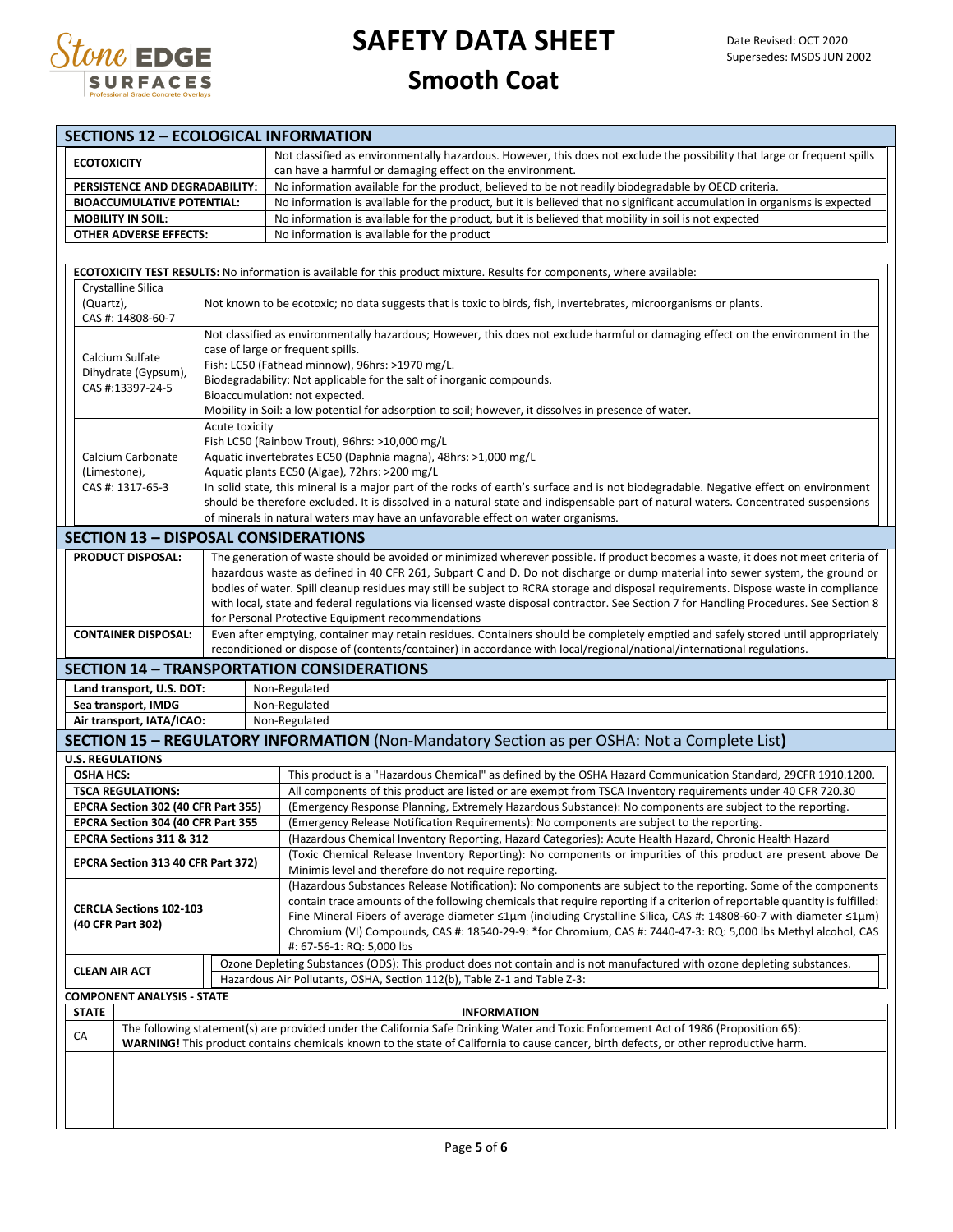## SECTIONS 12 – ECOLOGICAL INFORMATION

| | |
|---|---|
| **ECOTOXICITY** | Not classified as environmentally hazardous. However, this does not exclude the possibility that large or frequent spills can have a harmful or damaging effect on the environment. |
| **PERSISTENCE AND DEGRADABILITY:** | No information available for the product, believed to be not readily biodegradable by OECD criteria. |
| **BIOACCUMULATIVE POTENTIAL:** | No information is available for the product, but it is believed that no significant accumulation in organisms is expected |
| **MOBILITY IN SOIL:** | No information is available for the product, but it is believed that mobility in soil is not expected |
| **OTHER ADVERSE EFFECTS:** | No information is available for the product |

**ECOTOXICITY TEST RESULTS:** No information is available for this product mixture. Results for components, where available:

| | |
|---|---|
| Crystalline Silica (Quartz), CAS #: 14808-60-7 | Not known to be ecotoxic; no data suggests that is toxic to birds, fish, invertebrates, microorganisms or plants. |
| Calcium Sulfate Dihydrate (Gypsum), CAS #:13397-24-5 | Not classified as environmentally hazardous; However, this does not exclude harmful or damaging effect on the environment in the case of large or frequent spills.<br>Fish: LC50 (Fathead minnow), 96hrs: >1970 mg/L.<br>Biodegradability: Not applicable for the salt of inorganic compounds.<br>Bioaccumulation: not expected.<br>Mobility in Soil: a low potential for adsorption to soil; however, it dissolves in presence of water. |
| Calcium Carbonate (Limestone), CAS #: 1317-65-3 | Acute toxicity<br>Fish LC50 (Rainbow Trout), 96hrs: >10,000 mg/L<br>Aquatic invertebrates EC50 (Daphnia magna), 48hrs: >1,000 mg/L<br>Aquatic plants EC50 (Algae), 72hrs: >200 mg/L<br>In solid state, this mineral is a major part of the rocks of earth's surface and is not biodegradable. Negative effect on environment should be therefore excluded. It is dissolved in a natural state and indispensable part of natural waters. Concentrated suspensions of minerals in natural waters may have an unfavorable effect on water organisms. |

## SECTION 13 – DISPOSAL CONSIDERATIONS

| | |
|---|---|
| **PRODUCT DISPOSAL:** | The generation of waste should be avoided or minimized wherever possible. If product becomes a waste, it does not meet criteria of hazardous waste as defined in 40 CFR 261, Subpart C and D. Do not discharge or dump material into sewer system, the ground or bodies of water. Spill cleanup residues may still be subject to RCRA storage and disposal requirements. Dispose waste in compliance with local, state and federal regulations via licensed waste disposal contractor. See Section 7 for Handling Procedures. See Section 8 for Personal Protective Equipment recommendations |
| **CONTAINER DISPOSAL:** | Even after emptying, container may retain residues. Containers should be completely emptied and safely stored until appropriately reconditioned or dispose of (contents/container) in accordance with local/regional/national/international regulations. |

## SECTION 14 – TRANSPORTATION CONSIDERATIONS

| | |
|---|---|
| **Land transport, U.S. DOT:** | Non-Regulated |
| **Sea transport, IMDG** | Non-Regulated |
| **Air transport, IATA/ICAO:** | Non-Regulated |

## SECTION 15 – REGULATORY INFORMATION (Non-Mandatory Section as per OSHA: Not a Complete List)

**U.S. REGULATIONS**

| | |
|---|---|
| **OSHA HCS:** | This product is a "Hazardous Chemical" as defined by the OSHA Hazard Communication Standard, 29CFR 1910.1200. |
| **TSCA REGULATIONS:** | All components of this product are listed or are exempt from TSCA Inventory requirements under 40 CFR 720.30 |
| **EPCRA Section 302 (40 CFR Part 355)** | (Emergency Response Planning, Extremely Hazardous Substance): No components are subject to the reporting. |
| **EPCRA Section 304 (40 CFR Part 355** | (Emergency Release Notification Requirements): No components are subject to the reporting. |
| **EPCRA Sections 311 & 312** | (Hazardous Chemical Inventory Reporting, Hazard Categories): Acute Health Hazard, Chronic Health Hazard |
| **EPCRA Section 313 40 CFR Part 372)** | (Toxic Chemical Release Inventory Reporting): No components or impurities of this product are present above De Minimis level and therefore do not require reporting. |
| **CERCLA Sections 102-103 (40 CFR Part 302)** | (Hazardous Substances Release Notification): No components are subject to the reporting. Some of the components contain trace amounts of the following chemicals that require reporting if a criterion of reportable quantity is fulfilled: Fine Mineral Fibers of average diameter ≤1µm (including Crystalline Silica, CAS #: 14808-60-7 with diameter ≤1µm) Chromium (VI) Compounds, CAS #: 18540-29-9: *for Chromium, CAS #: 7440-47-3: RQ: 5,000 lbs Methyl alcohol, CAS #: 67-56-1: RQ: 5,000 lbs |
| **CLEAN AIR ACT** | Ozone Depleting Substances (ODS): This product does not contain and is not manufactured with ozone depleting substances.<br>Hazardous Air Pollutants, OSHA, Section 112(b), Table Z-1 and Table Z-3: |

**COMPONENT ANALYSIS - STATE**

| STATE | INFORMATION |
|---|---|
| CA | The following statement(s) are provided under the California Safe Drinking Water and Toxic Enforcement Act of 1986 (Proposition 65):<br>**WARNING!** This product contains chemicals known to the state of California to cause cancer, birth defects, or other reproductive harm. |
| | |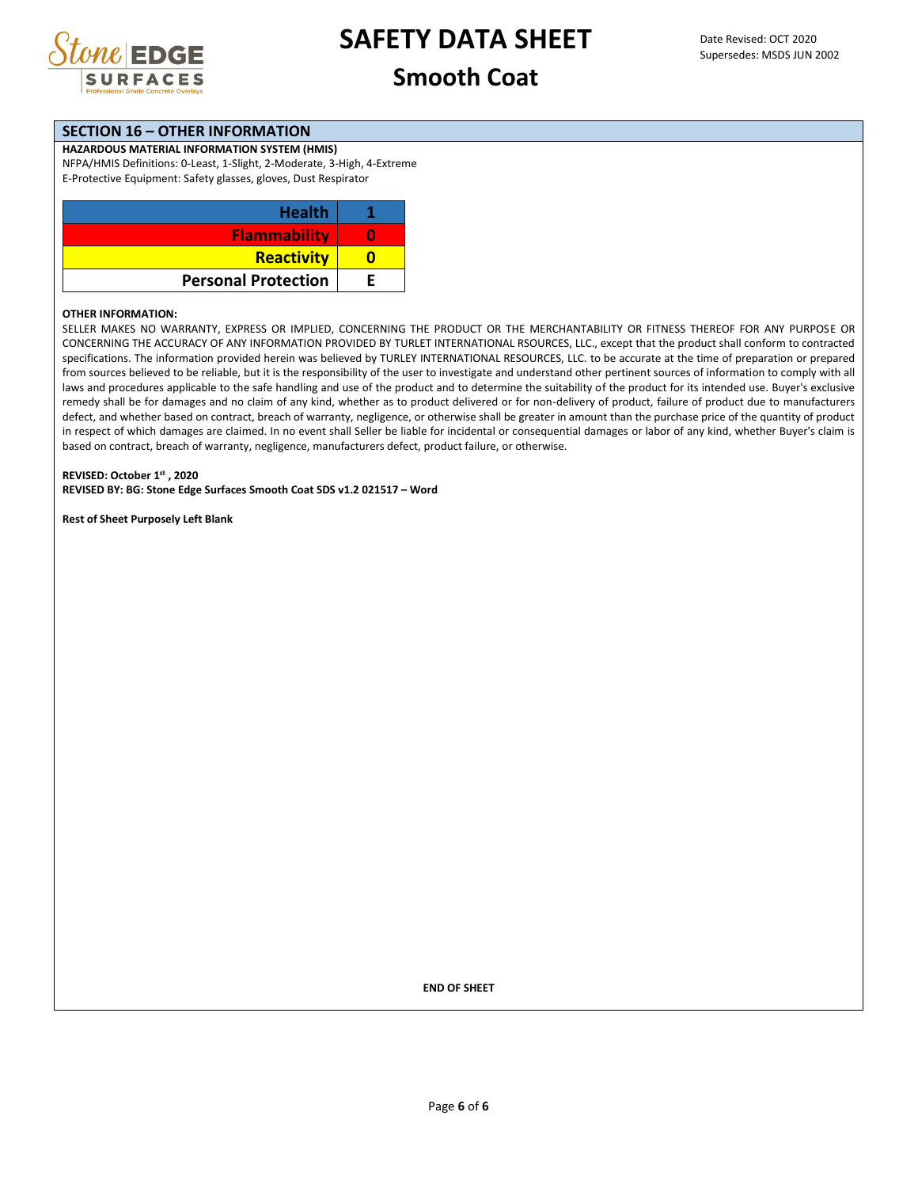## SECTION 16 – OTHER INFORMATION

**HAZARDOUS MATERIAL INFORMATION SYSTEM (HMIS)**

NFPA/HMIS Definitions: 0-Least, 1-Slight, 2-Moderate, 3-High, 4-Extreme

E-Protective Equipment: Safety glasses, gloves, Dust Respirator

| | |
|---|---|
| **Health** | **1** |
| **Flammability** | **0** |
| **Reactivity** | **0** |
| **Personal Protection** | **E** |

**OTHER INFORMATION:**

SELLER MAKES NO WARRANTY, EXPRESS OR IMPLIED, CONCERNING THE PRODUCT OR THE MERCHANTABILITY OR FITNESS THEREOF FOR ANY PURPOSE OR CONCERNING THE ACCURACY OF ANY INFORMATION PROVIDED BY TURLET INTERNATIONAL RSOURCES, LLC., except that the product shall conform to contracted specifications. The information provided herein was believed by TURLEY INTERNATIONAL RESOURCES, LLC. to be accurate at the time of preparation or prepared from sources believed to be reliable, but it is the responsibility of the user to investigate and understand other pertinent sources of information to comply with all laws and procedures applicable to the safe handling and use of the product and to determine the suitability of the product for its intended use. Buyer's exclusive remedy shall be for damages and no claim of any kind, whether as to product delivered or for non-delivery of product, failure of product due to manufacturers defect, and whether based on contract, breach of warranty, negligence, or otherwise shall be greater in amount than the purchase price of the quantity of product in respect of which damages are claimed. In no event shall Seller be liable for incidental or consequential damages or labor of any kind, whether Buyer's claim is based on contract, breach of warranty, negligence, manufacturers defect, product failure, or otherwise.

**REVISED: October 1st , 2020**

**REVISED BY: BG: Stone Edge Surfaces Smooth Coat SDS v1.2 021517 – Word**

**Rest of Sheet Purposely Left Blank**

**END OF SHEET**